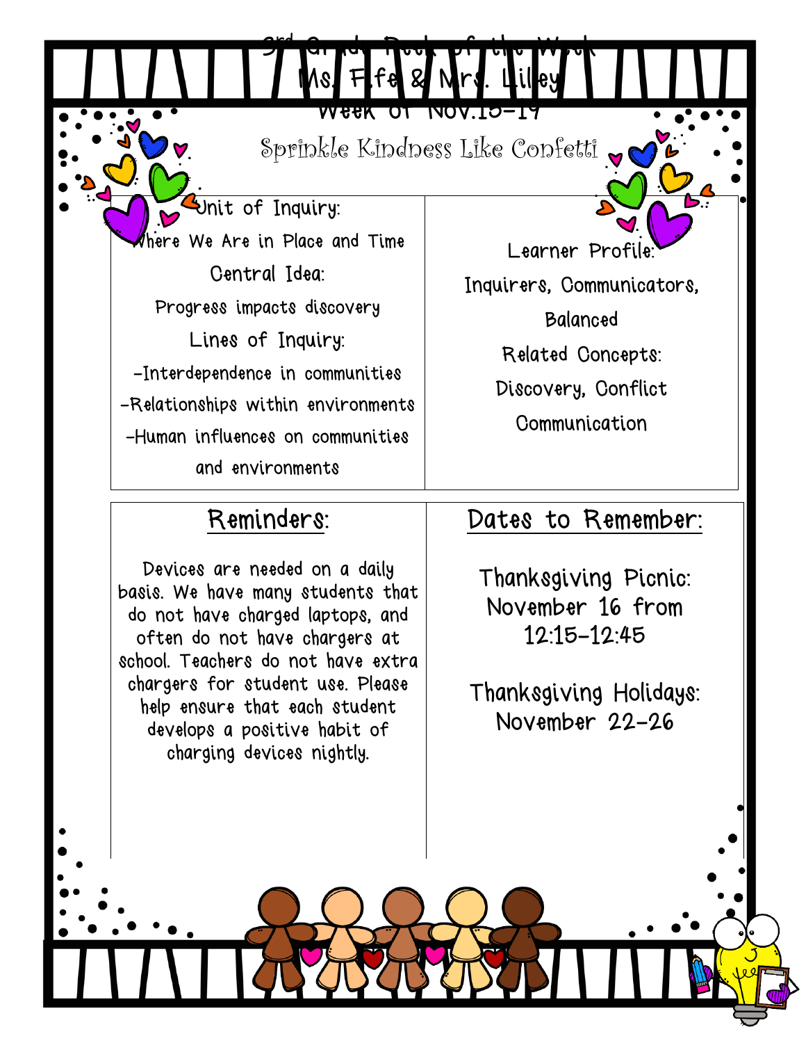# 3rd Grade Peek of the Week

## Ms. Fife & Mrs. Lilley

### Week of Nov.15-19

Sprinkle Kindness Like Confetti

Unit of Inquiry:

Where We Are in Place and Time

Central Idea:

Progress impacts discovery

Lines of Inquiry:

-Interdependence in communities

-Relationships within environments

-Human influences on communities and environments

Learner Profile:

Inquirers, Communicators, Balanced

Related Concepts:

Discovery, Conflict

Communication

## Reminders:

Devices are needed on a daily basis. We have many students that do not have charged laptops, and often do not have chargers at school. Teachers do not have extra chargers for student use. Please help ensure that each student develops a positive habit of charging devices nightly.

## Dates to Remember:

Thanksgiving Picnic: November 16 from 12:15-12:45

Thanksgiving Holidays: November 22-26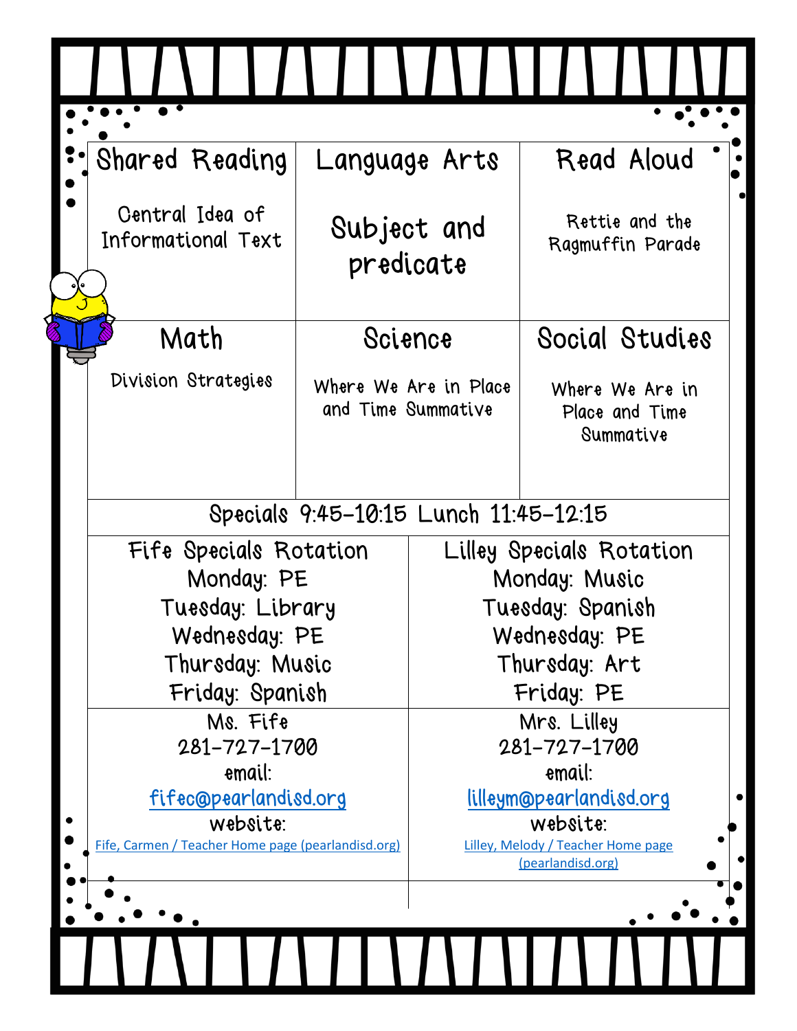| Shared Reading | Language Arts | Read Aloud |
| --- | --- | --- |
| Central Idea of Informational Text | Subject and predicate | Rettie and the Ragmuffin Parade |
| **Math** | **Science** | **Social Studies** |
| Division Strategies | Where We Are in Place and Time Summative | Where We Are in Place and Time Summative |

Specials 9:45-10:15 Lunch 11:45-12:15

| Fife Specials Rotation | Lilley Specials Rotation |
| --- | --- |
| Monday: PE | Monday: Music |
| Tuesday: Library | Tuesday: Spanish |
| Wednesday: PE | Wednesday: PE |
| Thursday: Music | Thursday: Art |
| Friday: Spanish | Friday: PE |

| Ms. Fife | Mrs. Lilley |
| --- | --- |
| 281-727-1700 | 281-727-1700 |
| email: | email: |
| fifec@pearlandisd.org | lilleym@pearlandisd.org |
| website: | website: |
| Fife, Carmen / Teacher Home page (pearlandisd.org) | Lilley, Melody / Teacher Home page (pearlandisd.org) |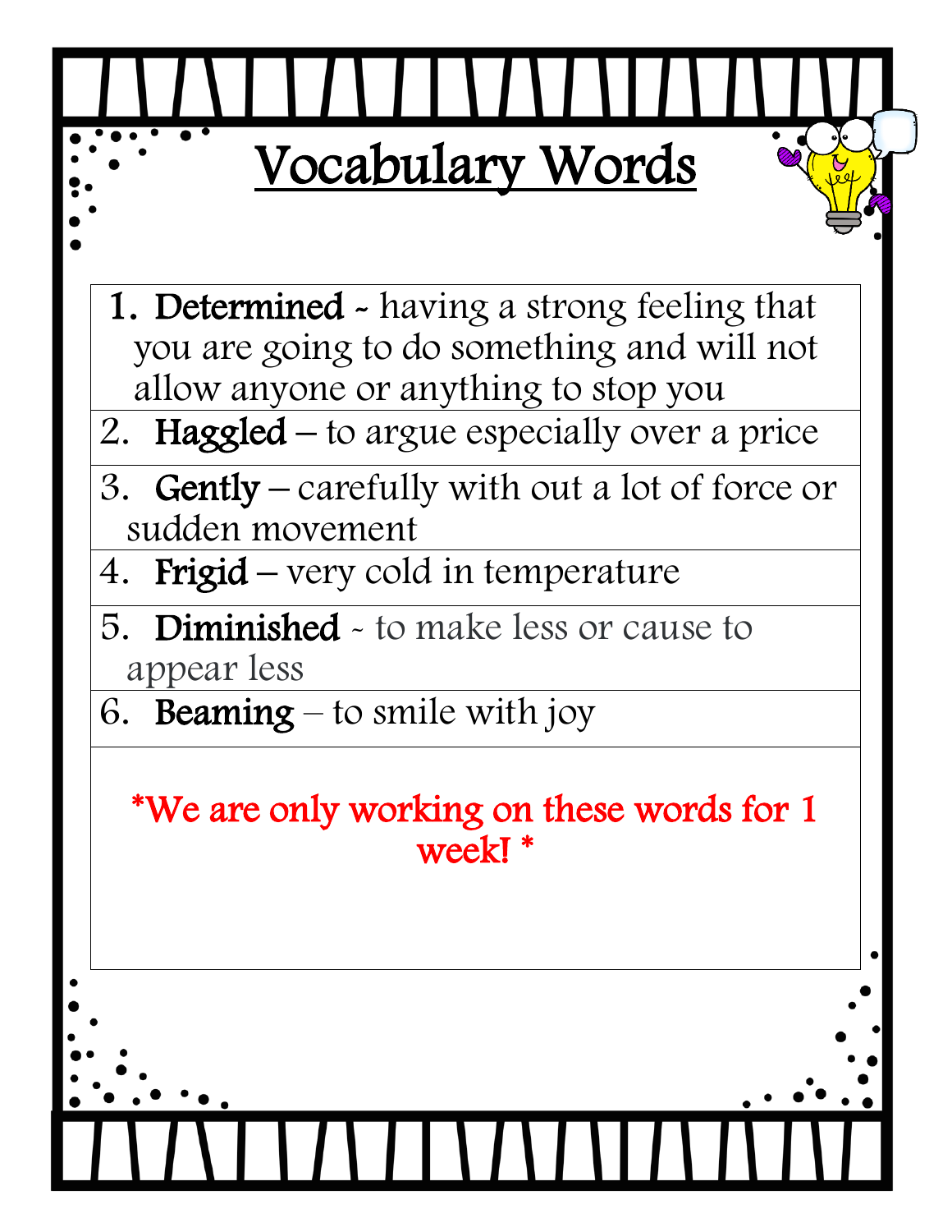# Vocabulary Words

1. **Determined** ~ having a strong feeling that you are going to do something and will not allow anyone or anything to stop you
2. **Haggled** – to argue especially over a price
3. **Gently** – carefully with out a lot of force or sudden movement
4. **Frigid** – very cold in temperature
5. **Diminished** ~ to make less or cause to appear less
6. **Beaming** – to smile with joy

*We are only working on these words for 1 week! *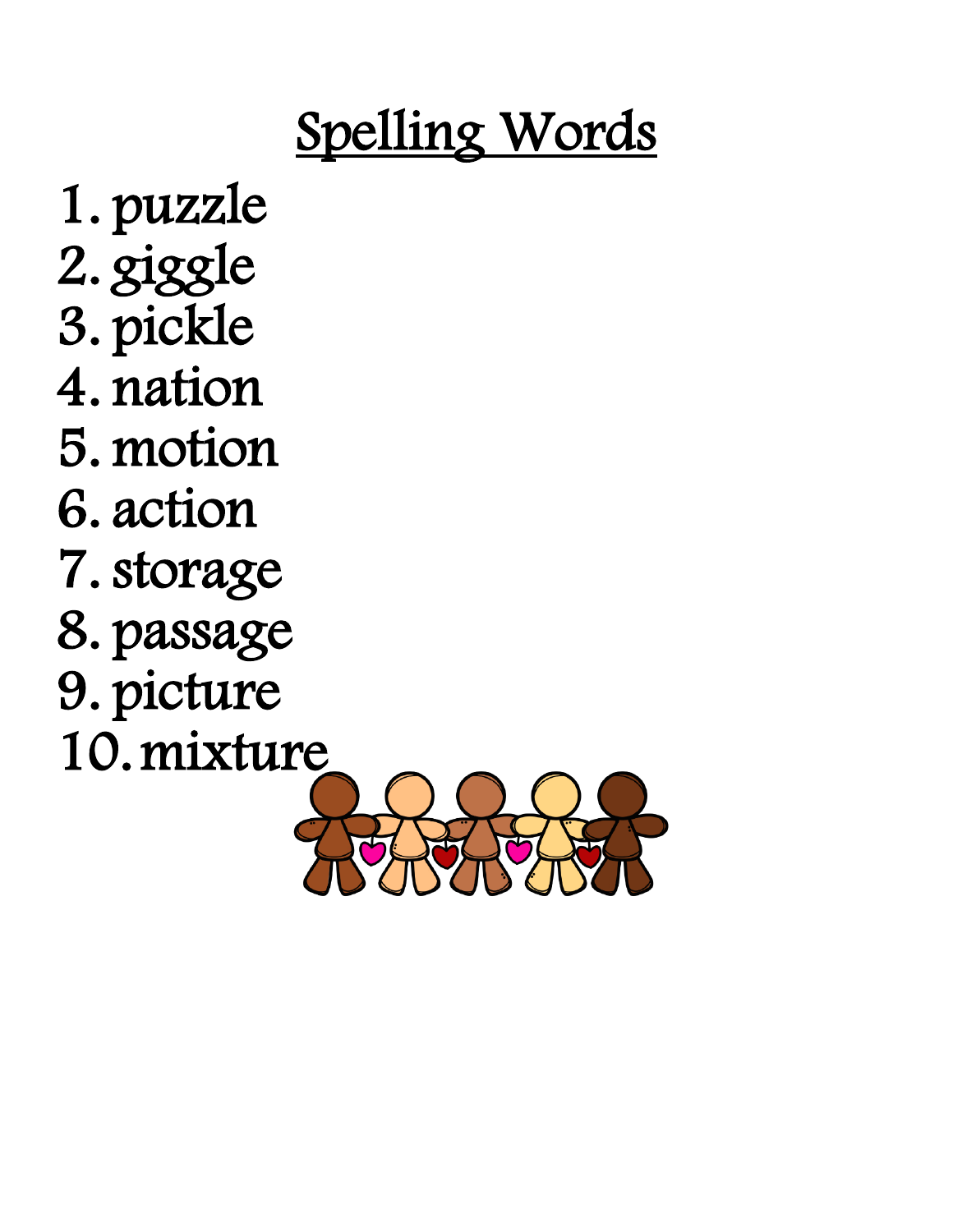# Spelling Words

1. puzzle
2. giggle
3. pickle
4. nation
5. motion
6. action
7. storage
8. passage
9. picture
10. mixture